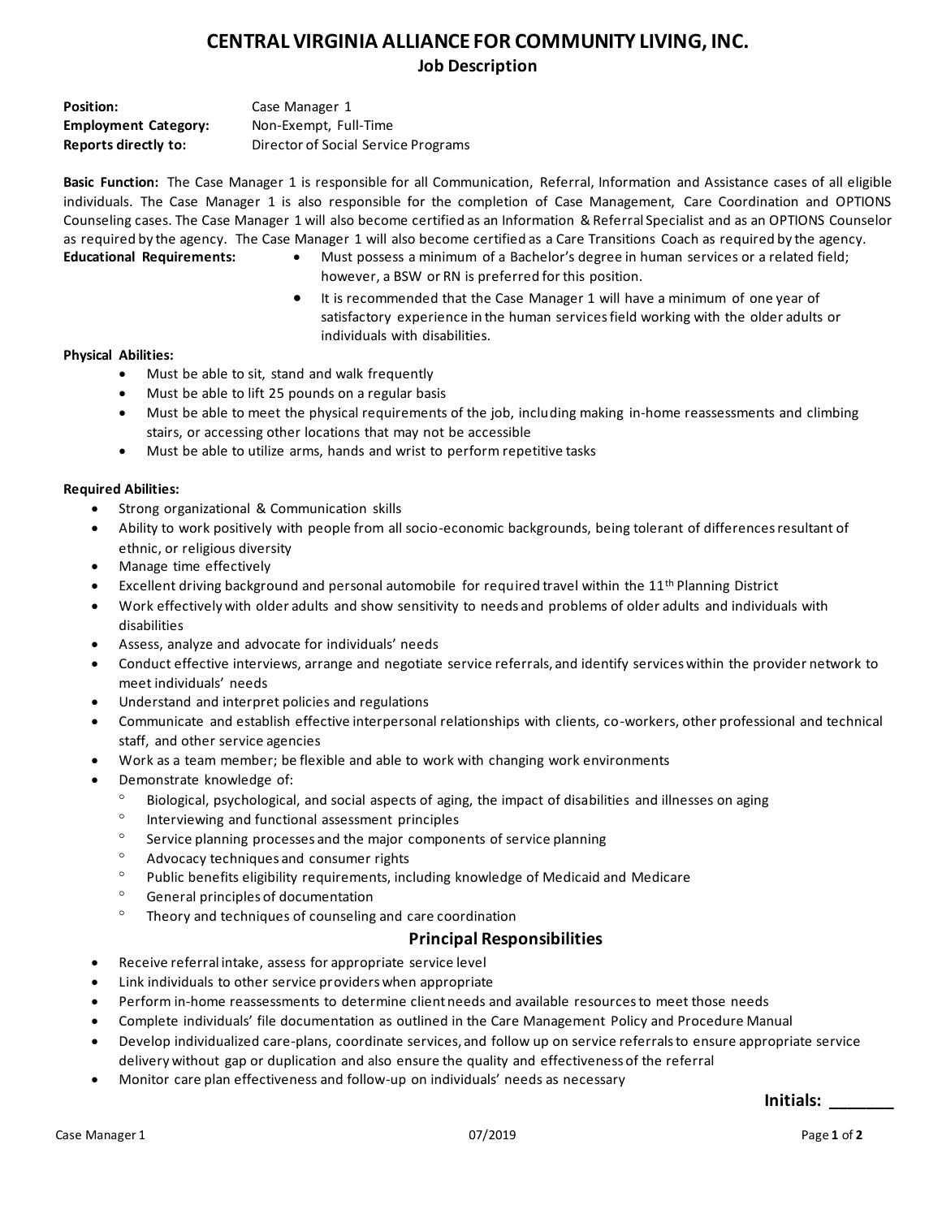# CENTRAL VIRGINIA ALLIANCE FOR COMMUNITY LIVING, INC.

## Job Description

**Position:** Case Manager 1
**Employment Category:** Non-Exempt, Full-Time
**Reports directly to:** Director of Social Service Programs

**Basic Function:** The Case Manager 1 is responsible for all Communication, Referral, Information and Assistance cases of all eligible individuals. The Case Manager 1 is also responsible for the completion of Case Management, Care Coordination and OPTIONS Counseling cases. The Case Manager 1 will also become certified as an Information & Referral Specialist and as an OPTIONS Counselor as required by the agency. The Case Manager 1 will also become certified as a Care Transitions Coach as required by the agency.

**Educational Requirements:**

- Must possess a minimum of a Bachelor's degree in human services or a related field; however, a BSW or RN is preferred for this position.
- It is recommended that the Case Manager 1 will have a minimum of one year of satisfactory experience in the human services field working with the older adults or individuals with disabilities.

**Physical Abilities:**

- Must be able to sit, stand and walk frequently
- Must be able to lift 25 pounds on a regular basis
- Must be able to meet the physical requirements of the job, including making in-home reassessments and climbing stairs, or accessing other locations that may not be accessible
- Must be able to utilize arms, hands and wrist to perform repetitive tasks

**Required Abilities:**

- Strong organizational & Communication skills
- Ability to work positively with people from all socio-economic backgrounds, being tolerant of differences resultant of ethnic, or religious diversity
- Manage time effectively
- Excellent driving background and personal automobile for required travel within the 11th Planning District
- Work effectively with older adults and show sensitivity to needs and problems of older adults and individuals with disabilities
- Assess, analyze and advocate for individuals' needs
- Conduct effective interviews, arrange and negotiate service referrals, and identify services within the provider network to meet individuals' needs
- Understand and interpret policies and regulations
- Communicate and establish effective interpersonal relationships with clients, co-workers, other professional and technical staff, and other service agencies
- Work as a team member; be flexible and able to work with changing work environments
- Demonstrate knowledge of:
  - Biological, psychological, and social aspects of aging, the impact of disabilities and illnesses on aging
  - Interviewing and functional assessment principles
  - Service planning processes and the major components of service planning
  - Advocacy techniques and consumer rights
  - Public benefits eligibility requirements, including knowledge of Medicaid and Medicare
  - General principles of documentation
  - Theory and techniques of counseling and care coordination

## Principal Responsibilities

- Receive referral intake, assess for appropriate service level
- Link individuals to other service providers when appropriate
- Perform in-home reassessments to determine client needs and available resources to meet those needs
- Complete individuals' file documentation as outlined in the Care Management Policy and Procedure Manual
- Develop individualized care-plans, coordinate services, and follow up on service referrals to ensure appropriate service delivery without gap or duplication and also ensure the quality and effectiveness of the referral
- Monitor care plan effectiveness and follow-up on individuals' needs as necessary

**Initials: _______**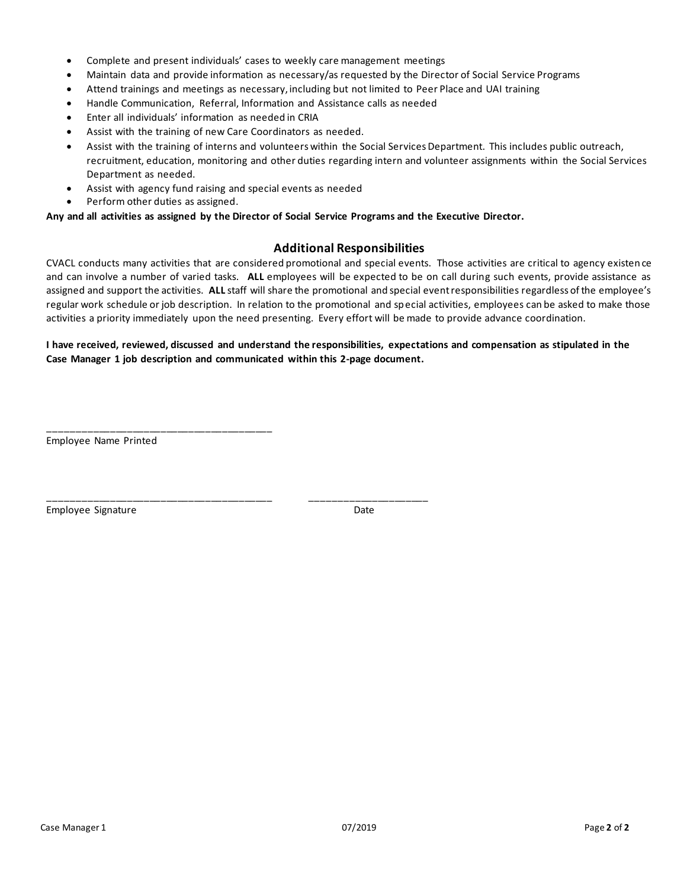- Complete and present individuals' cases to weekly care management meetings
- Maintain data and provide information as necessary/as requested by the Director of Social Service Programs
- Attend trainings and meetings as necessary, including but not limited to Peer Place and UAI training
- Handle Communication, Referral, Information and Assistance calls as needed
- Enter all individuals' information as needed in CRIA
- Assist with the training of new Care Coordinators as needed.
- Assist with the training of interns and volunteers within the Social Services Department. This includes public outreach, recruitment, education, monitoring and other duties regarding intern and volunteer assignments within the Social Services Department as needed.
- Assist with agency fund raising and special events as needed
- Perform other duties as assigned.

**Any and all activities as assigned by the Director of Social Service Programs and the Executive Director.**

## Additional Responsibilities

CVACL conducts many activities that are considered promotional and special events. Those activities are critical to agency existence and can involve a number of varied tasks. **ALL** employees will be expected to be on call during such events, provide assistance as assigned and support the activities. **ALL** staff will share the promotional and special event responsibilities regardless of the employee's regular work schedule or job description. In relation to the promotional and special activities, employees can be asked to make those activities a priority immediately upon the need presenting. Every effort will be made to provide advance coordination.

**I have received, reviewed, discussed and understand the responsibilities, expectations and compensation as stipulated in the Case Manager 1 job description and communicated within this 2-page document.**

\_\_\_\_\_\_\_\_\_\_\_\_\_\_\_\_\_\_\_\_\_\_\_\_\_\_\_\_\_\_\_\_\_\_\_\_\_\_\_\_
Employee Name Printed

\_\_\_\_\_\_\_\_\_\_\_\_\_\_\_\_\_\_\_\_\_\_\_\_\_\_\_\_\_\_\_\_\_\_\_\_\_\_\_\_ \_\_\_\_\_\_\_\_\_\_\_\_\_\_\_\_\_\_\_\_\_\_
Employee Signature Date